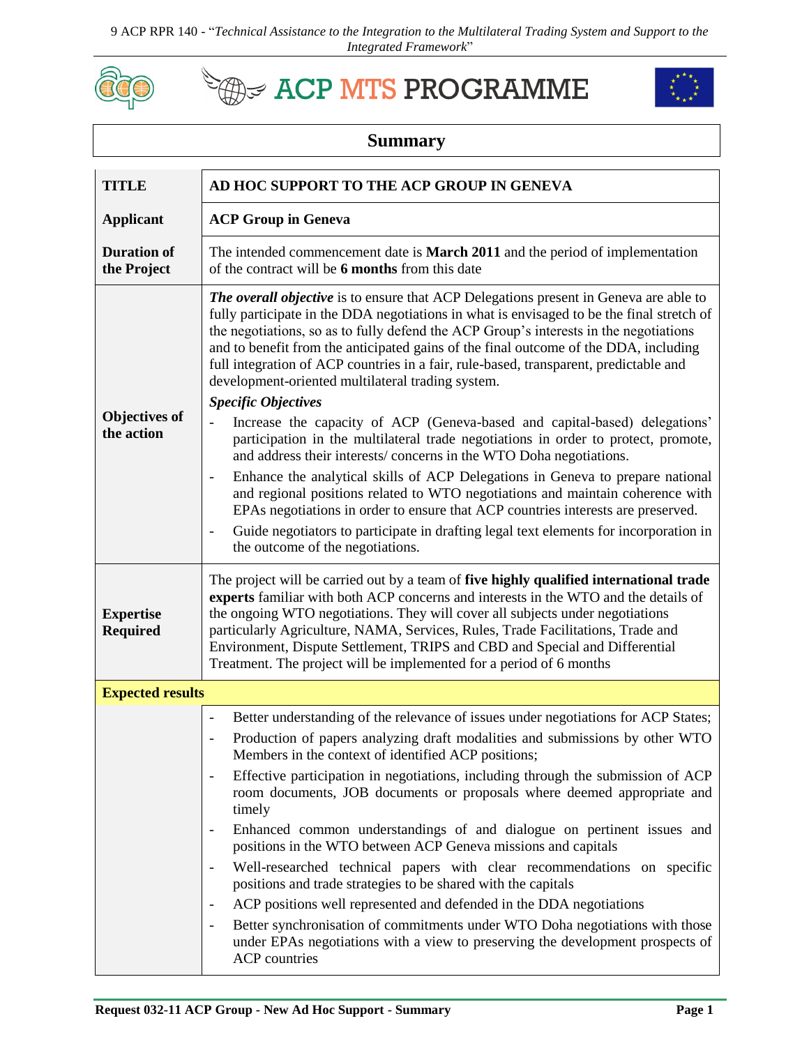9 ACP RPR 140 - "*Technical Assistance to the Integration to the Multilateral Trading System and Support to the Integrated Framework*"

ACP MTS PROGRAMME

## Summary

| | |
|---|---|
| **TITLE** | **AD HOC SUPPORT TO THE ACP GROUP IN GENEVA** |
| **Applicant** | **ACP Group in Geneva** |
| **Duration of the Project** | The intended commencement date is **March 2011** and the period of implementation of the contract will be **6 months** from this date |
| **Objectives of the action** | ***The overall objective*** is to ensure that ACP Delegations present in Geneva are able to fully participate in the DDA negotiations in what is envisaged to be the final stretch of the negotiations, so as to fully defend the ACP Group's interests in the negotiations and to benefit from the anticipated gains of the final outcome of the DDA, including full integration of ACP countries in a fair, rule-based, transparent, predictable and development-oriented multilateral trading system.<br>***Specific Objectives***<br>- Increase the capacity of ACP (Geneva-based and capital-based) delegations' participation in the multilateral trade negotiations in order to protect, promote, and address their interests/ concerns in the WTO Doha negotiations.<br>- Enhance the analytical skills of ACP Delegations in Geneva to prepare national and regional positions related to WTO negotiations and maintain coherence with EPAs negotiations in order to ensure that ACP countries interests are preserved.<br>- Guide negotiators to participate in drafting legal text elements for incorporation in the outcome of the negotiations. |
| **Expertise Required** | The project will be carried out by a team of **five highly qualified international trade experts** familiar with both ACP concerns and interests in the WTO and the details of the ongoing WTO negotiations. They will cover all subjects under negotiations particularly Agriculture, NAMA, Services, Rules, Trade Facilitations, Trade and Environment, Dispute Settlement, TRIPS and CBD and Special and Differential Treatment. The project will be implemented for a period of 6 months |
| **Expected results** | |
| | - Better understanding of the relevance of issues under negotiations for ACP States;<br>- Production of papers analyzing draft modalities and submissions by other WTO Members in the context of identified ACP positions;<br>- Effective participation in negotiations, including through the submission of ACP room documents, JOB documents or proposals where deemed appropriate and timely<br>- Enhanced common understandings of and dialogue on pertinent issues and positions in the WTO between ACP Geneva missions and capitals<br>- Well-researched technical papers with clear recommendations on specific positions and trade strategies to be shared with the capitals<br>- ACP positions well represented and defended in the DDA negotiations<br>- Better synchronisation of commitments under WTO Doha negotiations with those under EPAs negotiations with a view to preserving the development prospects of ACP countries |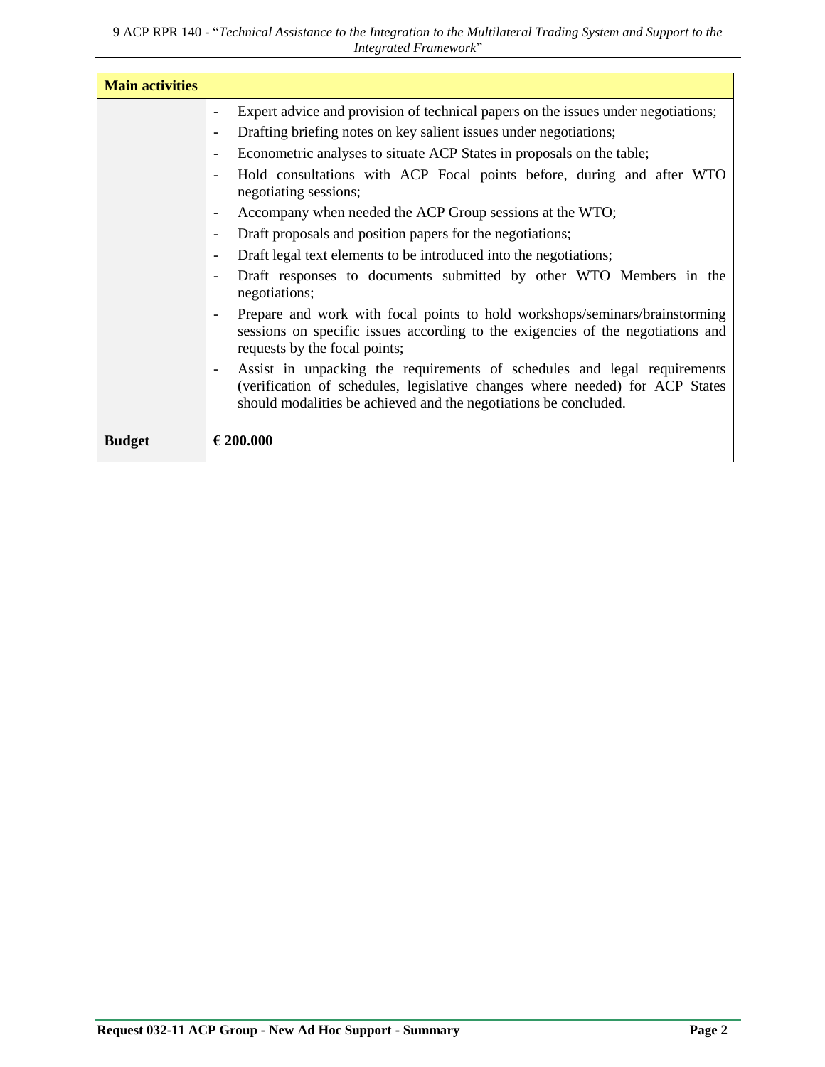| Main activities | |
|---|---|
| | - Expert advice and provision of technical papers on the issues under negotiations;<br>- Drafting briefing notes on key salient issues under negotiations;<br>- Econometric analyses to situate ACP States in proposals on the table;<br>- Hold consultations with ACP Focal points before, during and after WTO negotiating sessions;<br>- Accompany when needed the ACP Group sessions at the WTO;<br>- Draft proposals and position papers for the negotiations;<br>- Draft legal text elements to be introduced into the negotiations;<br>- Draft responses to documents submitted by other WTO Members in the negotiations;<br>- Prepare and work with focal points to hold workshops/seminars/brainstorming sessions on specific issues according to the exigencies of the negotiations and requests by the focal points;<br>- Assist in unpacking the requirements of schedules and legal requirements (verification of schedules, legislative changes where needed) for ACP States should modalities be achieved and the negotiations be concluded. |
| **Budget** | **€ 200.000** |